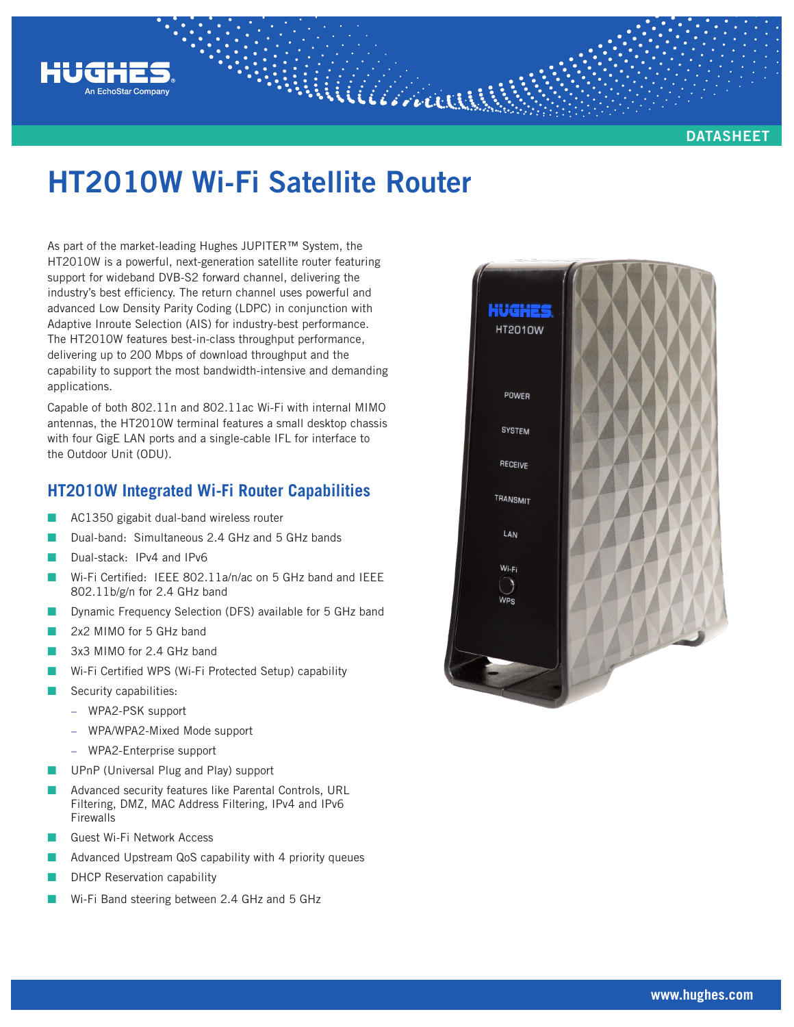DATASHEET

# HT2010W Wi-Fi Satellite Router

As part of the market-leading Hughes JUPITER™ System, the HT2010W is a powerful, next-generation satellite router featuring support for wideband DVB-S2 forward channel, delivering the industry's best efficiency. The return channel uses powerful and advanced Low Density Parity Coding (LDPC) in conjunction with Adaptive Inroute Selection (AIS) for industry-best performance. The HT2010W features best-in-class throughput performance, delivering up to 200 Mbps of download throughput and the capability to support the most bandwidth-intensive and demanding applications.

Capable of both 802.11n and 802.11ac Wi-Fi with internal MIMO antennas, the HT2010W terminal features a small desktop chassis with four GigE LAN ports and a single-cable IFL for interface to the Outdoor Unit (ODU).

## HT2010W Integrated Wi-Fi Router Capabilities

- AC1350 gigabit dual-band wireless router
- Dual-band: Simultaneous 2.4 GHz and 5 GHz bands
- Dual-stack: IPv4 and IPv6
- Wi-Fi Certified: IEEE 802.11a/n/ac on 5 GHz band and IEEE 802.11b/g/n for 2.4 GHz band
- Dynamic Frequency Selection (DFS) available for 5 GHz band
- 2x2 MIMO for 5 GHz band
- 3x3 MIMO for 2.4 GHz band
- Wi-Fi Certified WPS (Wi-Fi Protected Setup) capability
- Security capabilities:
  - WPA2-PSK support
  - WPA/WPA2-Mixed Mode support
  - WPA2-Enterprise support
- UPnP (Universal Plug and Play) support
- Advanced security features like Parental Controls, URL Filtering, DMZ, MAC Address Filtering, IPv4 and IPv6 Firewalls
- Guest Wi-Fi Network Access
- Advanced Upstream QoS capability with 4 priority queues
- DHCP Reservation capability
- Wi-Fi Band steering between 2.4 GHz and 5 GHz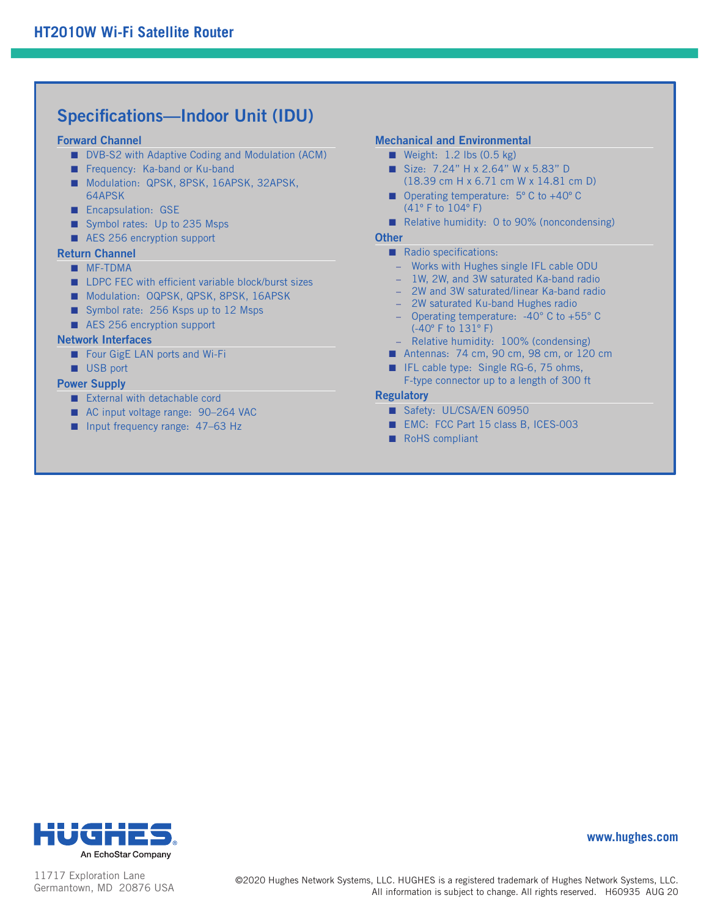## Specifications—Indoor Unit (IDU)

### Forward Channel

- DVB-S2 with Adaptive Coding and Modulation (ACM)
- Frequency: Ka-band or Ku-band
- Modulation: QPSK, 8PSK, 16APSK, 32APSK, 64APSK
- Encapsulation: GSE
- Symbol rates: Up to 235 Msps
- AES 256 encryption support

### Return Channel

- MF-TDMA
- LDPC FEC with efficient variable block/burst sizes
- Modulation: OQPSK, QPSK, 8PSK, 16APSK
- Symbol rate: 256 Ksps up to 12 Msps
- AES 256 encryption support

### Network Interfaces

- Four GigE LAN ports and Wi-Fi
- USB port

### Power Supply

- External with detachable cord
- AC input voltage range: 90–264 VAC
- Input frequency range: 47–63 Hz

### Mechanical and Environmental

- Weight: 1.2 lbs (0.5 kg)
- Size: 7.24" H x 2.64" W x 5.83" D (18.39 cm H x 6.71 cm W x 14.81 cm D)
- Operating temperature: 5° C to +40° C (41° F to 104° F)
- Relative humidity: 0 to 90% (noncondensing)

### Other

- Radio specifications:
  - Works with Hughes single IFL cable ODU
  - 1W, 2W, and 3W saturated Ka-band radio
  - 2W and 3W saturated/linear Ka-band radio
  - 2W saturated Ku-band Hughes radio
  - Operating temperature: -40° C to +55° C (-40° F to 131° F)
  - Relative humidity: 100% (condensing)
- Antennas: 74 cm, 90 cm, 98 cm, or 120 cm
- IFL cable type: Single RG-6, 75 ohms, F-type connector up to a length of 300 ft

### Regulatory

- Safety: UL/CSA/EN 60950
- EMC: FCC Part 15 class B, ICES-003
- RoHS compliant

HUGHES
An EchoStar Company

www.hughes.com

11717 Exploration Lane
Germantown, MD 20876 USA

©2020 Hughes Network Systems, LLC. HUGHES is a registered trademark of Hughes Network Systems, LLC.
All information is subject to change. All rights reserved. H60935 AUG 20